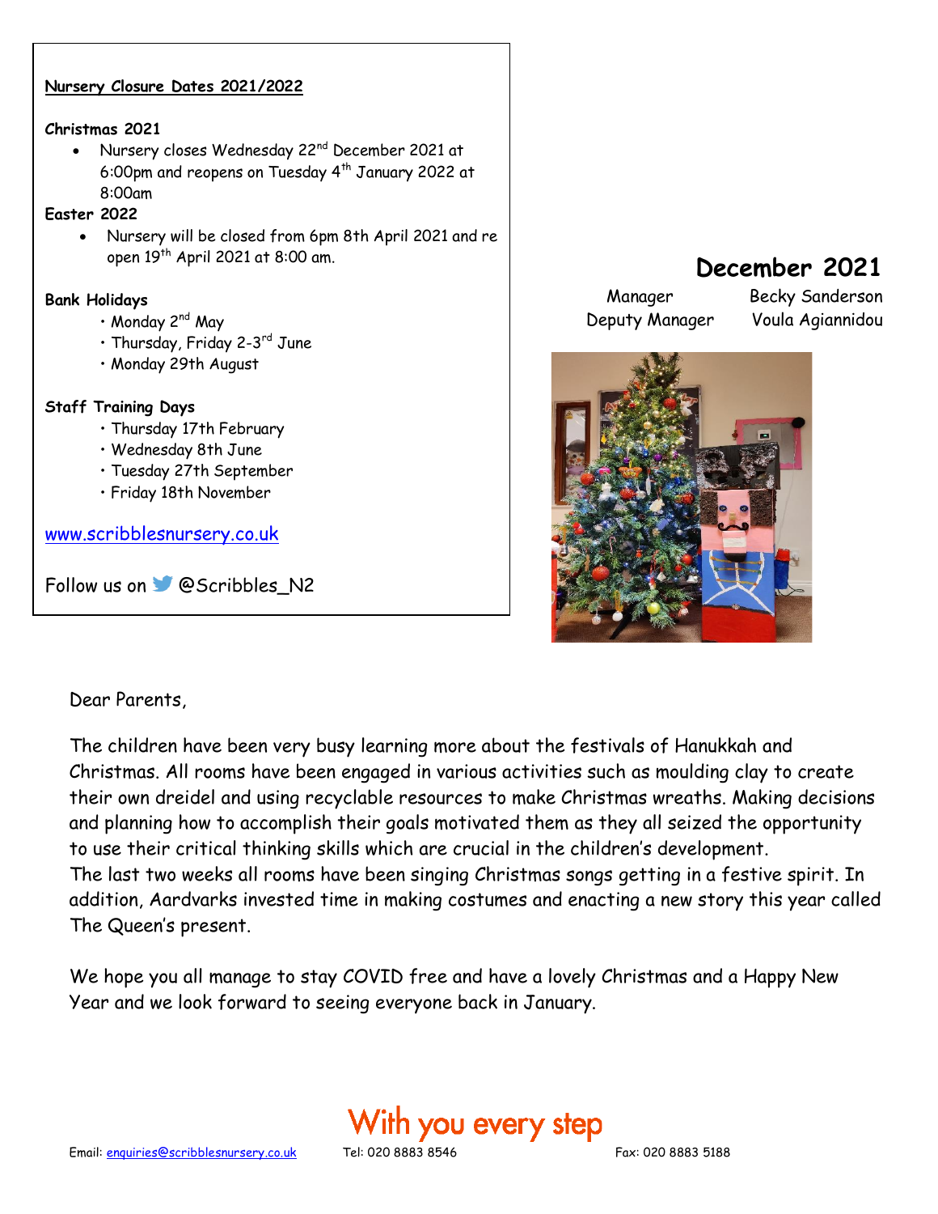# December 2021

Manager Becky Sanderson
Deputy Manager Voula Agiannidou

**Nursery Closure Dates 2021/2022**

**Christmas 2021**

- Nursery closes Wednesday 22nd December 2021 at 6:00pm and reopens on Tuesday 4th January 2022 at 8:00am

**Easter 2022**

- Nursery will be closed from 6pm 8th April 2021 and re open 19th April 2021 at 8:00 am.

**Bank Holidays**

- Monday 2nd May
- Thursday, Friday 2-3rd June
- Monday 29th August

**Staff Training Days**

- Thursday 17th February
- Wednesday 8th June
- Tuesday 27th September
- Friday 18th November

www.scribblesnursery.co.uk

Follow us on @Scribbles_N2

Dear Parents,

The children have been very busy learning more about the festivals of Hanukkah and Christmas. All rooms have been engaged in various activities such as moulding clay to create their own dreidel and using recyclable resources to make Christmas wreaths. Making decisions and planning how to accomplish their goals motivated them as they all seized the opportunity to use their critical thinking skills which are crucial in the children's development.
The last two weeks all rooms have been singing Christmas songs getting in a festive spirit. In addition, Aardvarks invested time in making costumes and enacting a new story this year called The Queen's present.

We hope you all manage to stay COVID free and have a lovely Christmas and a Happy New Year and we look forward to seeing everyone back in January.

With you every step

Email: enquiries@scribblesnursery.co.uk Tel: 020 8883 8546 Fax: 020 8883 5188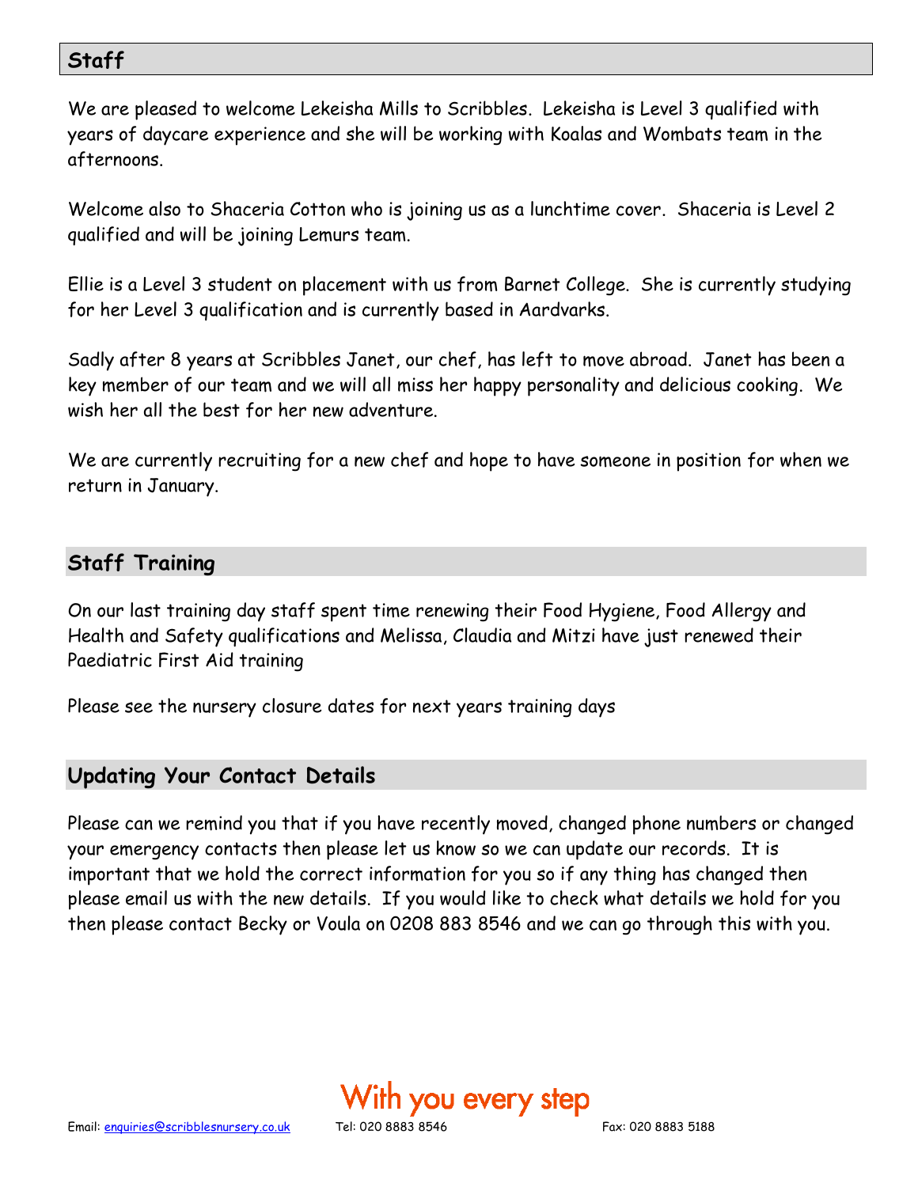## Staff

We are pleased to welcome Lekeisha Mills to Scribbles. Lekeisha is Level 3 qualified with years of daycare experience and she will be working with Koalas and Wombats team in the afternoons.

Welcome also to Shaceria Cotton who is joining us as a lunchtime cover. Shaceria is Level 2 qualified and will be joining Lemurs team.

Ellie is a Level 3 student on placement with us from Barnet College. She is currently studying for her Level 3 qualification and is currently based in Aardvarks.

Sadly after 8 years at Scribbles Janet, our chef, has left to move abroad. Janet has been a key member of our team and we will all miss her happy personality and delicious cooking. We wish her all the best for her new adventure.

We are currently recruiting for a new chef and hope to have someone in position for when we return in January.

## Staff Training

On our last training day staff spent time renewing their Food Hygiene, Food Allergy and Health and Safety qualifications and Melissa, Claudia and Mitzi have just renewed their Paediatric First Aid training

Please see the nursery closure dates for next years training days

## Updating Your Contact Details

Please can we remind you that if you have recently moved, changed phone numbers or changed your emergency contacts then please let us know so we can update our records. It is important that we hold the correct information for you so if any thing has changed then please email us with the new details. If you would like to check what details we hold for you then please contact Becky or Voula on 0208 883 8546 and we can go through this with you.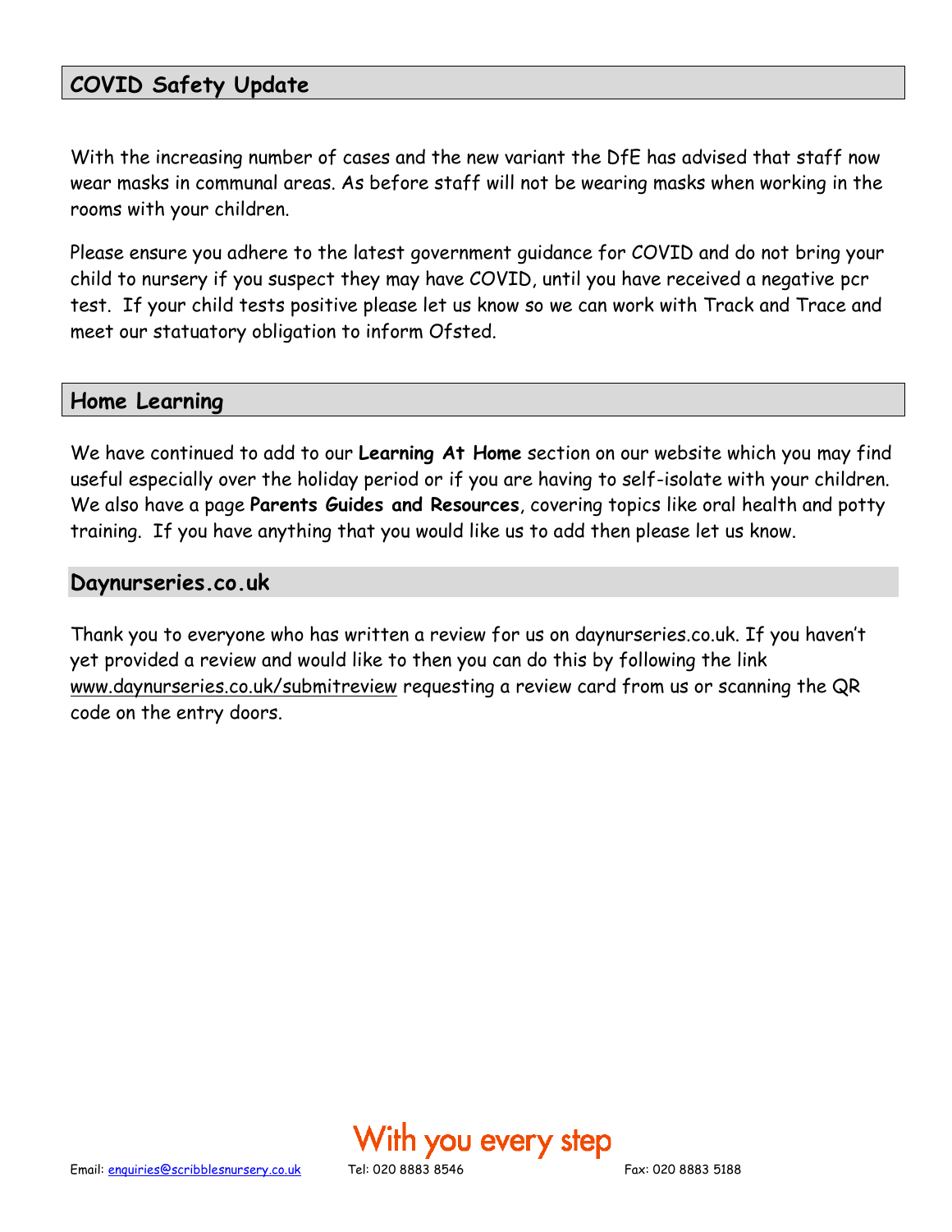## COVID Safety Update

With the increasing number of cases and the new variant the DfE has advised that staff now wear masks in communal areas. As before staff will not be wearing masks when working in the rooms with your children.

Please ensure you adhere to the latest government guidance for COVID and do not bring your child to nursery if you suspect they may have COVID, until you have received a negative pcr test. If your child tests positive please let us know so we can work with Track and Trace and meet our statutory obligation to inform Ofsted.

## Home Learning

We have continued to add to our **Learning At Home** section on our website which you may find useful especially over the holiday period or if you are having to self-isolate with your children. We also have a page **Parents Guides and Resources**, covering topics like oral health and potty training. If you have anything that you would like us to add then please let us know.

## Daynurseries.co.uk

Thank you to everyone who has written a review for us on daynurseries.co.uk. If you haven't yet provided a review and would like to then you can do this by following the link www.daynurseries.co.uk/submitreview requesting a review card from us or scanning the QR code on the entry doors.

With you every step

Email: enquiries@scribblesnursery.co.uk Tel: 020 8883 8546 Fax: 020 8883 5188